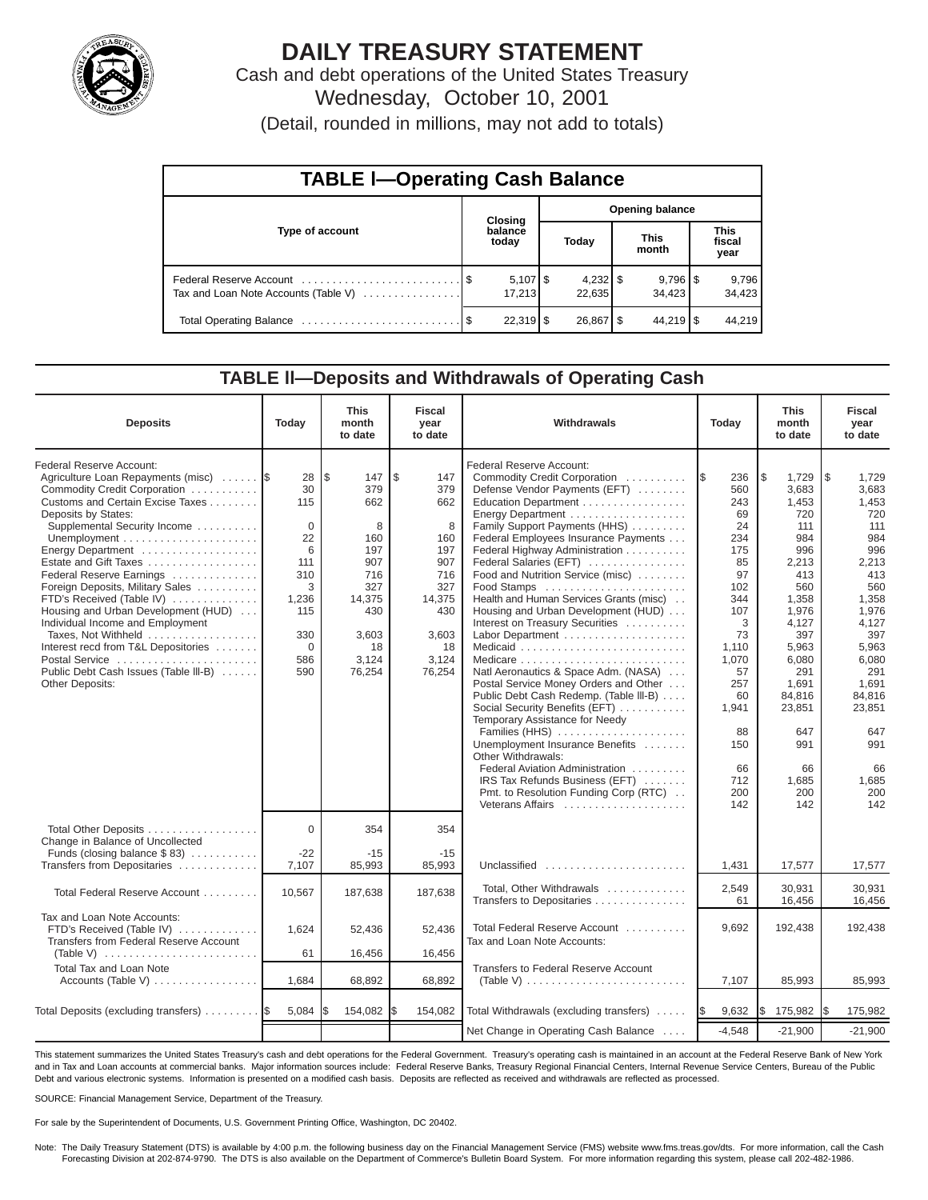# DAILY TREASURY STATEMENT

Cash and debt operations of the United States Treasury

Wednesday, October 10, 2001

(Detail, rounded in millions, may not add to totals)

## TABLE I—Operating Cash Balance

| Type of account | Closing balance today | Opening balance Today | Opening balance This month | Opening balance This fiscal year |
|---|---|---|---|---|
| Federal Reserve Account | $ 5,107 | $ 4,232 | $ 9,796 | $ 9,796 |
| Tax and Loan Note Accounts (Table V) | 17,213 | 22,635 | 34,423 | 34,423 |
| Total Operating Balance | $ 22,319 | $ 26,867 | $ 44,219 | $ 44,219 |

## TABLE II—Deposits and Withdrawals of Operating Cash

| Deposits | Today | This month to date | Fiscal year to date | Withdrawals | Today | This month to date | Fiscal year to date |
|---|---|---|---|---|---|---|---|
| Federal Reserve Account: | | | | Federal Reserve Account: | | | |
| Agriculture Loan Repayments (misc) | $ 28 | $ 147 | $ 147 | Commodity Credit Corporation | $ 236 | $ 1,729 | $ 1,729 |
| Commodity Credit Corporation | 30 | 379 | 379 | Defense Vendor Payments (EFT) | 560 | 3,683 | 3,683 |
| Customs and Certain Excise Taxes | 115 | 662 | 662 | Education Department | 243 | 1,453 | 1,453 |
| Deposits by States: | | | | Energy Department | 69 | 720 | 720 |
| Supplemental Security Income | 0 | 8 | 8 | Family Support Payments (HHS) | 24 | 111 | 111 |
| Unemployment | 22 | 160 | 160 | Federal Employees Insurance Payments | 234 | 984 | 984 |
| Energy Department | 6 | 197 | 197 | Federal Highway Administration | 175 | 996 | 996 |
| Estate and Gift Taxes | 111 | 907 | 907 | Federal Salaries (EFT) | 85 | 2,213 | 2,213 |
| Federal Reserve Earnings | 310 | 716 | 716 | Food and Nutrition Service (misc) | 97 | 413 | 413 |
| Foreign Deposits, Military Sales | 3 | 327 | 327 | Food Stamps | 102 | 560 | 560 |
| FTD's Received (Table IV) | 1,236 | 14,375 | 14,375 | Health and Human Services Grants (misc) | 344 | 1,358 | 1,358 |
| Housing and Urban Development (HUD) | 115 | 430 | 430 | Housing and Urban Development (HUD) | 107 | 1,976 | 1,976 |
| Individual Income and Employment | | | | Interest on Treasury Securities | 3 | 4,127 | 4,127 |
| Taxes, Not Withheld | 330 | 3,603 | 3,603 | Labor Department | 73 | 397 | 397 |
| Interest recd from T&L Depositories | 0 | 18 | 18 | Medicaid | 1,110 | 5,963 | 5,963 |
| Postal Service | 586 | 3,124 | 3,124 | Medicare | 1,070 | 6,080 | 6,080 |
| Public Debt Cash Issues (Table III-B) | 590 | 76,254 | 76,254 | Natl Aeronautics & Space Adm. (NASA) | 57 | 291 | 291 |
| Other Deposits: | | | | Postal Service Money Orders and Other | 257 | 1,691 | 1,691 |
| | | | | Public Debt Cash Redemp. (Table III-B) | 60 | 84,816 | 84,816 |
| | | | | Social Security Benefits (EFT) | 1,941 | 23,851 | 23,851 |
| | | | | Temporary Assistance for Needy Families (HHS) | 88 | 647 | 647 |
| | | | | Unemployment Insurance Benefits | 150 | 991 | 991 |
| | | | | Other Withdrawals: | | | |
| | | | | Federal Aviation Administration | 66 | 66 | 66 |
| | | | | IRS Tax Refunds Business (EFT) | 712 | 1,685 | 1,685 |
| | | | | Pmt. to Resolution Funding Corp (RTC) | 200 | 200 | 200 |
| | | | | Veterans Affairs | 142 | 142 | 142 |
| Total Other Deposits | 0 | 354 | 354 | | | | |
| Change in Balance of Uncollected Funds (closing balance $ 83) | -22 | -15 | -15 | | | | |
| Transfers from Depositaries | 7,107 | 85,993 | 85,993 | Unclassified | 1,431 | 17,577 | 17,577 |
| Total Federal Reserve Account | 10,567 | 187,638 | 187,638 | Total, Other Withdrawals | 2,549 | 30,931 | 30,931 |
| | | | | Transfers to Depositaries | 61 | 16,456 | 16,456 |
| Tax and Loan Note Accounts: | | | | | | | |
| FTD's Received (Table IV) | 1,624 | 52,436 | 52,436 | Total Federal Reserve Account | 9,692 | 192,438 | 192,438 |
| Transfers from Federal Reserve Account (Table V) | 61 | 16,456 | 16,456 | Tax and Loan Note Accounts: | | | |
| Total Tax and Loan Note Accounts (Table V) | 1,684 | 68,892 | 68,892 | Transfers to Federal Reserve Account (Table V) | 7,107 | 85,993 | 85,993 |
| Total Deposits (excluding transfers) | $ 5,084 | $ 154,082 | $ 154,082 | Total Withdrawals (excluding transfers) | $ 9,632 | $ 175,982 | $ 175,982 |
| | | | | Net Change in Operating Cash Balance | -4,548 | -21,900 | -21,900 |

This statement summarizes the United States Treasury's cash and debt operations for the Federal Government. Treasury's operating cash is maintained in an account at the Federal Reserve Bank of New York and in Tax and Loan accounts at commercial banks. Major information sources include: Federal Reserve Banks, Treasury Regional Financial Centers, Internal Revenue Service Centers, Bureau of the Public Debt and various electronic systems. Information is presented on a modified cash basis. Deposits are reflected as received and withdrawals are reflected as processed.

SOURCE: Financial Management Service, Department of the Treasury.

For sale by the Superintendent of Documents, U.S. Government Printing Office, Washington, DC 20402.

Note: The Daily Treasury Statement (DTS) is available by 4:00 p.m. the following business day on the Financial Management Service (FMS) website www.fms.treas.gov/dts. For more information, call the Cash Forecasting Division at 202-874-9790. The DTS is also available on the Department of Commerce's Bulletin Board System. For more information regarding this system, please call 202-482-1986.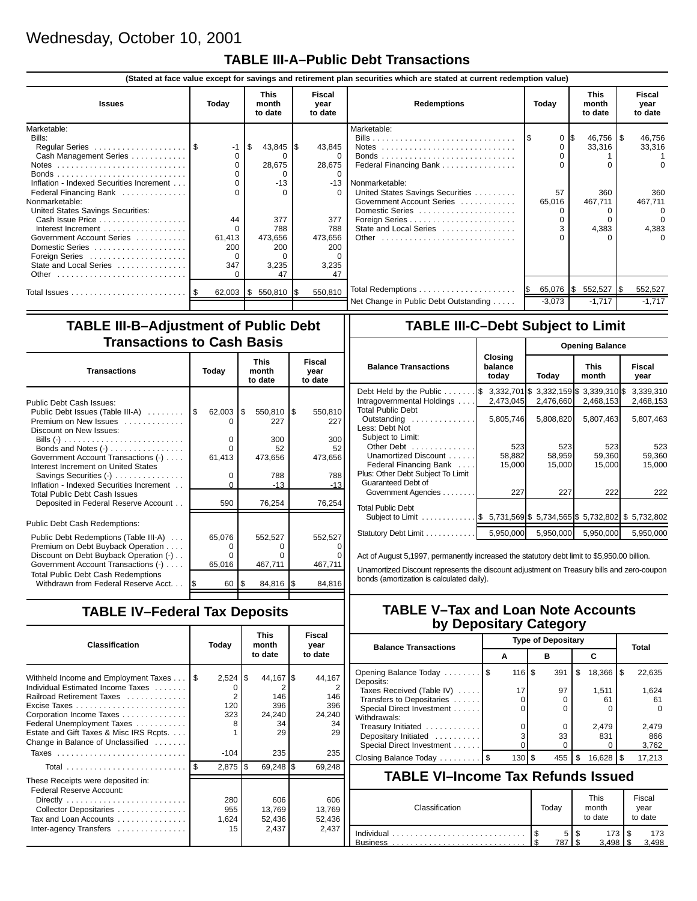Wednesday, October 10, 2001

## TABLE III-A–Public Debt Transactions

(Stated at face value except for savings and retirement plan securities which are stated at current redemption value)

| Issues | Today | This month to date | Fiscal year to date |
|---|---|---|---|
| Marketable: | | | |
| Bills: | | | |
| Regular Series | $ -1 | $ 43,845 | $ 43,845 |
| Cash Management Series | 0 | 0 | 0 |
| Notes | 0 | 28,675 | 28,675 |
| Bonds | 0 | 0 | 0 |
| Inflation - Indexed Securities Increment | 0 | -13 | -13 |
| Federal Financing Bank | 0 | 0 | 0 |
| Nonmarketable: | | | |
| United States Savings Securities: | | | |
| Cash Issue Price | 44 | 377 | 377 |
| Interest Increment | 0 | 788 | 788 |
| Government Account Series | 61,413 | 473,656 | 473,656 |
| Domestic Series | 200 | 200 | 200 |
| Foreign Series | 0 | 0 | 0 |
| State and Local Series | 347 | 3,235 | 3,235 |
| Other | 0 | 47 | 47 |
| Total Issues | $ 62,003 | $ 550,810 | $ 550,810 |

| Redemptions | Today | This month to date | Fiscal year to date |
|---|---|---|---|
| Marketable: | | | |
| Bills | $ 0 | $ 46,756 | $ 46,756 |
| Notes | 0 | 33,316 | 33,316 |
| Bonds | 0 | 1 | 1 |
| Federal Financing Bank | 0 | 0 | 0 |
| Nonmarketable: | | | |
| United States Savings Securities | 57 | 360 | 360 |
| Government Account Series | 65,016 | 467,711 | 467,711 |
| Domestic Series | 0 | 0 | 0 |
| Foreign Series | 0 | 0 | 0 |
| State and Local Series | 3 | 4,383 | 4,383 |
| Other | 0 | 0 | 0 |
| Total Redemptions | $ 65,076 | $ 552,527 | $ 552,527 |
| Net Change in Public Debt Outstanding | -3,073 | -1,717 | -1,717 |

## TABLE III-B–Adjustment of Public Debt Transactions to Cash Basis

| Transactions | Today | This month to date | Fiscal year to date |
|---|---|---|---|
| Public Debt Cash Issues: | | | |
| Public Debt Issues (Table III-A) | $ 62,003 | $ 550,810 | $ 550,810 |
| Premium on New Issues | 0 | 227 | 227 |
| Discount on New Issues: | | | |
| Bills (-) | 0 | 300 | 300 |
| Bonds and Notes (-) | 0 | 52 | 52 |
| Government Account Transactions (-) | 61,413 | 473,656 | 473,656 |
| Interest Increment on United States Savings Securities (-) | 0 | 788 | 788 |
| Inflation - Indexed Securities Increment | 0 | -13 | -13 |
| Total Public Debt Cash Issues Deposited in Federal Reserve Account | 590 | 76,254 | 76,254 |
| Public Debt Cash Redemptions: | | | |
| Public Debt Redemptions (Table III-A) | 65,076 | 552,527 | 552,527 |
| Premium on Debt Buyback Operation | 0 | 0 | 0 |
| Discount on Debt Buyback Operation (-) | 0 | 0 | 0 |
| Government Account Transactions (-) | 65,016 | 467,711 | 467,711 |
| Total Public Debt Cash Redemptions Withdrawn from Federal Reserve Acct. | $ 60 | $ 84,816 | $ 84,816 |

## TABLE III-C–Debt Subject to Limit

| Balance Transactions | Closing balance today | Opening Balance Today | Opening Balance This month | Opening Balance Fiscal year |
|---|---|---|---|---|
| Debt Held by the Public | $ 3,332,701 | $ 3,332,159 | $ 3,339,310 | $ 3,339,310 |
| Intragovernmental Holdings | 2,473,045 | 2,476,660 | 2,468,153 | 2,468,153 |
| Total Public Debt Outstanding | 5,805,746 | 5,808,820 | 5,807,463 | 5,807,463 |
| Less: Debt Not Subject to Limit: | | | | |
| Other Debt | 523 | 523 | 523 | 523 |
| Unamortized Discount | 58,882 | 58,959 | 59,360 | 59,360 |
| Federal Financing Bank | 15,000 | 15,000 | 15,000 | 15,000 |
| Plus: Other Debt Subject To Limit Guaranteed Debt of Government Agencies | 227 | 227 | 222 | 222 |
| Total Public Debt Subject to Limit | $ 5,731,569 | $ 5,734,565 | $ 5,732,802 | $ 5,732,802 |
| Statutory Debt Limit | 5,950,000 | 5,950,000 | 5,950,000 | 5,950,000 |

Act of August 5,1997, permanently increased the statutory debt limit to $5,950.00 billion.

Unamortized Discount represents the discount adjustment on Treasury bills and zero-coupon bonds (amortization is calculated daily).

## TABLE IV–Federal Tax Deposits

| Classification | Today | This month to date | Fiscal year to date |
|---|---|---|---|
| Withheld Income and Employment Taxes | $ 2,524 | $ 44,167 | $ 44,167 |
| Individual Estimated Income Taxes | 0 | 2 | 2 |
| Railroad Retirement Taxes | 2 | 146 | 146 |
| Excise Taxes | 120 | 396 | 396 |
| Corporation Income Taxes | 323 | 24,240 | 24,240 |
| Federal Unemployment Taxes | 8 | 34 | 34 |
| Estate and Gift Taxes & Misc IRS Rcpts. | 1 | 29 | 29 |
| Change in Balance of Unclassified Taxes | -104 | 235 | 235 |
| Total | $ 2,875 | $ 69,248 | $ 69,248 |
| These Receipts were deposited in: | | | |
| Federal Reserve Account: | | | |
| Directly | 280 | 606 | 606 |
| Collector Depositaries | 955 | 13,769 | 13,769 |
| Tax and Loan Accounts | 1,624 | 52,436 | 52,436 |
| Inter-agency Transfers | 15 | 2,437 | 2,437 |

## TABLE V–Tax and Loan Note Accounts by Depositary Category

| Balance Transactions | Type of Depositary A | B | C | Total |
|---|---|---|---|---|
| Opening Balance Today | $ 116 | $ 391 | $ 18,366 | $ 22,635 |
| Deposits: | | | | |
| Taxes Received (Table IV) | 17 | 97 | 1,511 | 1,624 |
| Transfers to Depositaries | 0 | 0 | 61 | 61 |
| Special Direct Investment | 0 | 0 | 0 | 0 |
| Withdrawals: | | | | |
| Treasury Initiated | 0 | 0 | 2,479 | 2,479 |
| Depositary Initiated | 3 | 33 | 831 | 866 |
| Special Direct Investment | 0 | 0 | 0 | 3,762 |
| Closing Balance Today | $ 130 | $ 455 | $ 16,628 | $ 17,213 |

## TABLE VI–Income Tax Refunds Issued

| Classification | Today | This month to date | Fiscal year to date |
|---|---|---|---|
| Individual | $ 5 | $ 173 | $ 173 |
| Business | $ 787 | $ 3,498 | $ 3,498 |